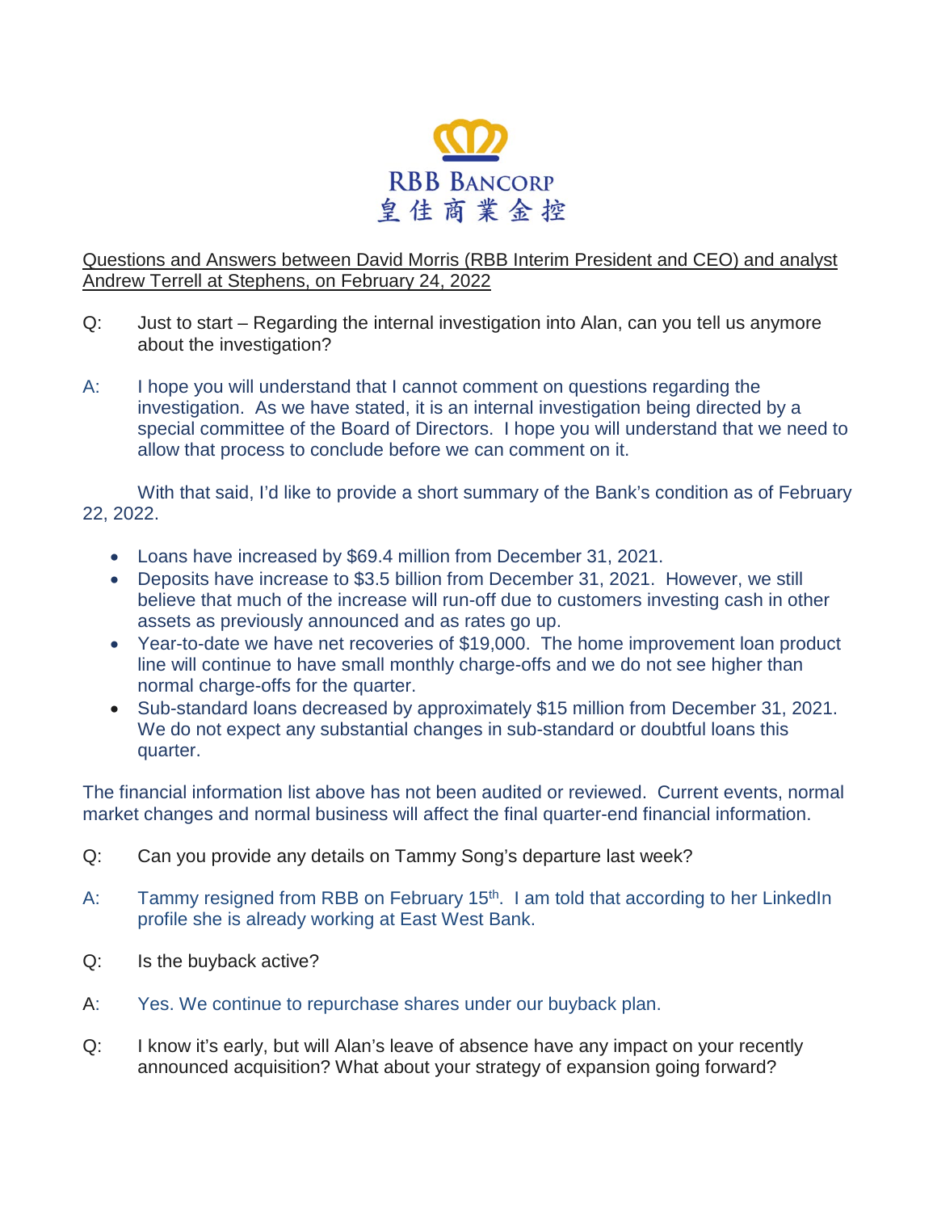RBB BANCORP
皇佳商業金控

Questions and Answers between David Morris (RBB Interim President and CEO) and analyst Andrew Terrell at Stephens, on February 24, 2022

Q: Just to start – Regarding the internal investigation into Alan, can you tell us anymore about the investigation?

A: I hope you will understand that I cannot comment on questions regarding the investigation. As we have stated, it is an internal investigation being directed by a special committee of the Board of Directors. I hope you will understand that we need to allow that process to conclude before we can comment on it.

With that said, I'd like to provide a short summary of the Bank's condition as of February 22, 2022.

- Loans have increased by $69.4 million from December 31, 2021.
- Deposits have increase to $3.5 billion from December 31, 2021. However, we still believe that much of the increase will run-off due to customers investing cash in other assets as previously announced and as rates go up.
- Year-to-date we have net recoveries of $19,000. The home improvement loan product line will continue to have small monthly charge-offs and we do not see higher than normal charge-offs for the quarter.
- Sub-standard loans decreased by approximately $15 million from December 31, 2021. We do not expect any substantial changes in sub-standard or doubtful loans this quarter.

The financial information list above has not been audited or reviewed. Current events, normal market changes and normal business will affect the final quarter-end financial information.

Q: Can you provide any details on Tammy Song's departure last week?

A: Tammy resigned from RBB on February 15th. I am told that according to her LinkedIn profile she is already working at East West Bank.

Q: Is the buyback active?

A: Yes. We continue to repurchase shares under our buyback plan.

Q: I know it's early, but will Alan's leave of absence have any impact on your recently announced acquisition? What about your strategy of expansion going forward?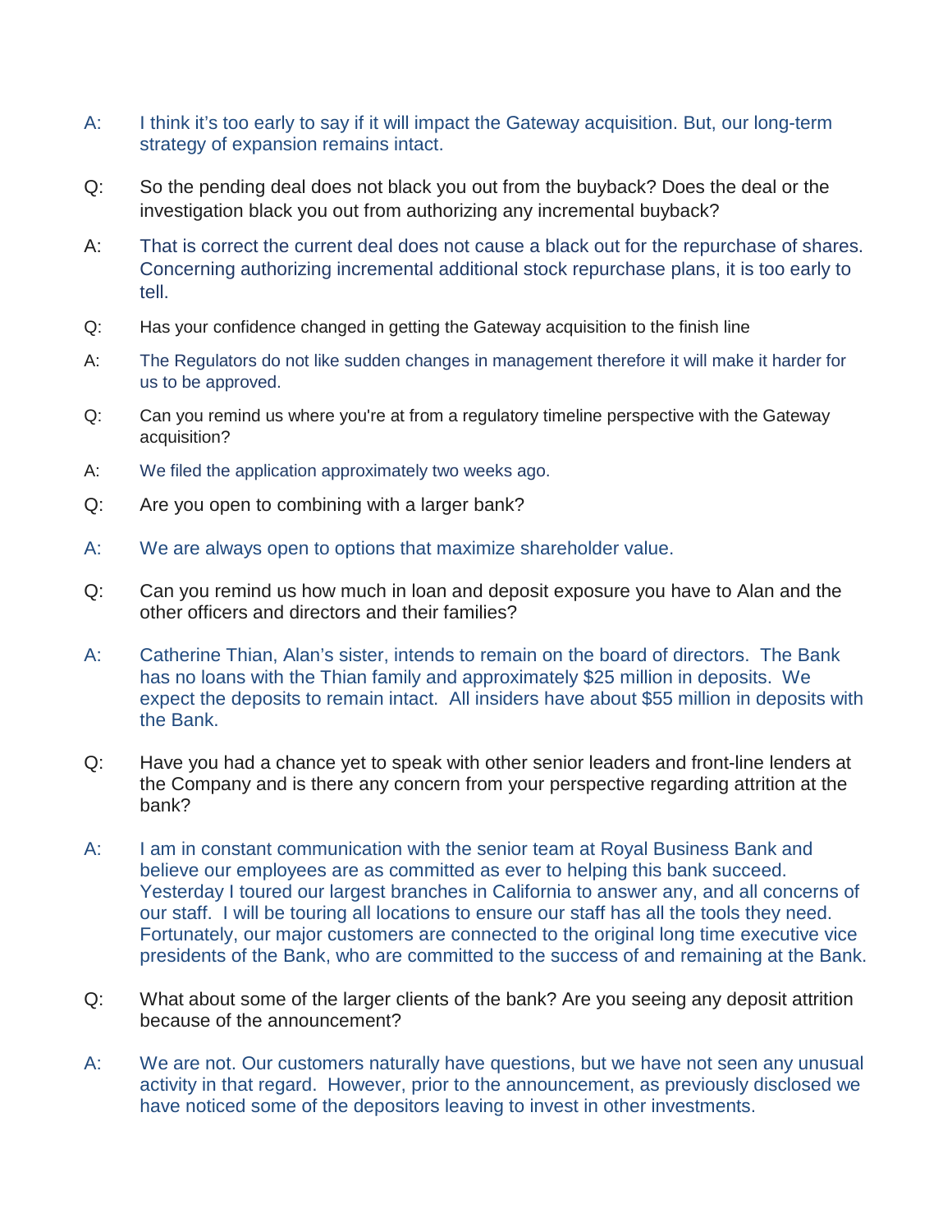A: I think it's too early to say if it will impact the Gateway acquisition. But, our long-term strategy of expansion remains intact.

Q: So the pending deal does not black you out from the buyback? Does the deal or the investigation black you out from authorizing any incremental buyback?

A: That is correct the current deal does not cause a black out for the repurchase of shares. Concerning authorizing incremental additional stock repurchase plans, it is too early to tell.

Q: Has your confidence changed in getting the Gateway acquisition to the finish line

A: The Regulators do not like sudden changes in management therefore it will make it harder for us to be approved.

Q: Can you remind us where you're at from a regulatory timeline perspective with the Gateway acquisition?

A: We filed the application approximately two weeks ago.

Q: Are you open to combining with a larger bank?

A: We are always open to options that maximize shareholder value.

Q: Can you remind us how much in loan and deposit exposure you have to Alan and the other officers and directors and their families?

A: Catherine Thian, Alan's sister, intends to remain on the board of directors. The Bank has no loans with the Thian family and approximately $25 million in deposits. We expect the deposits to remain intact. All insiders have about $55 million in deposits with the Bank.

Q: Have you had a chance yet to speak with other senior leaders and front-line lenders at the Company and is there any concern from your perspective regarding attrition at the bank?

A: I am in constant communication with the senior team at Royal Business Bank and believe our employees are as committed as ever to helping this bank succeed. Yesterday I toured our largest branches in California to answer any, and all concerns of our staff. I will be touring all locations to ensure our staff has all the tools they need. Fortunately, our major customers are connected to the original long time executive vice presidents of the Bank, who are committed to the success of and remaining at the Bank.

Q: What about some of the larger clients of the bank? Are you seeing any deposit attrition because of the announcement?

A: We are not. Our customers naturally have questions, but we have not seen any unusual activity in that regard. However, prior to the announcement, as previously disclosed we have noticed some of the depositors leaving to invest in other investments.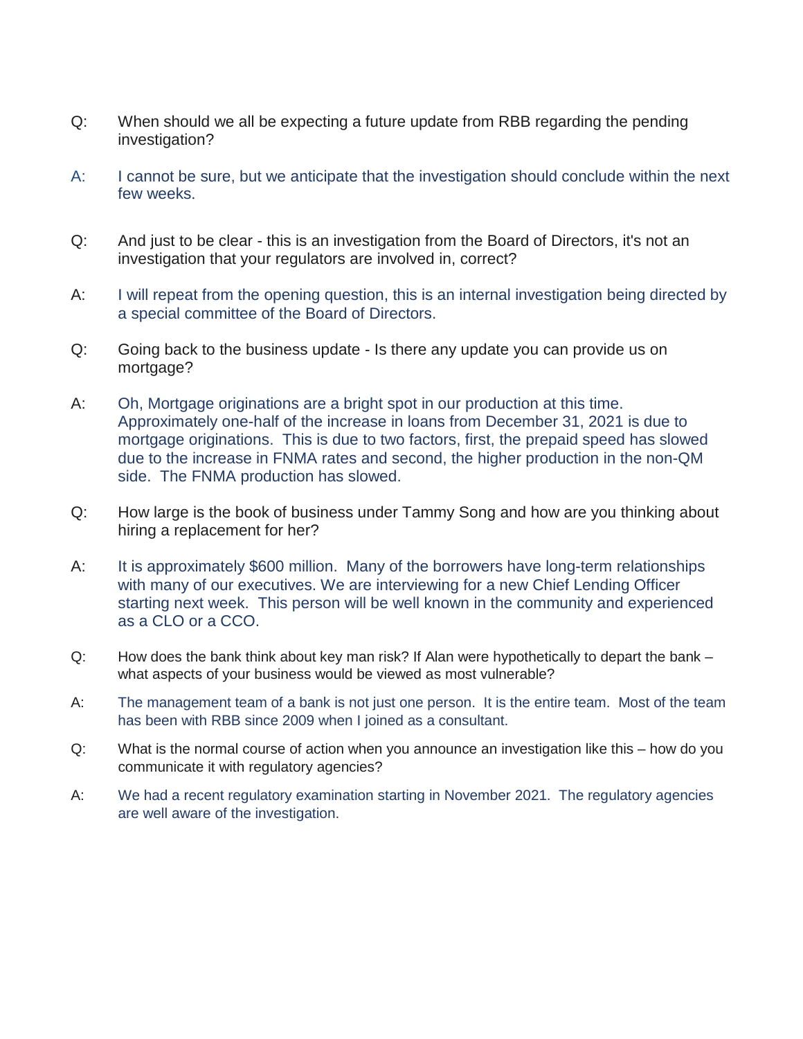Q: When should we all be expecting a future update from RBB regarding the pending investigation?

A: I cannot be sure, but we anticipate that the investigation should conclude within the next few weeks.

Q: And just to be clear - this is an investigation from the Board of Directors, it's not an investigation that your regulators are involved in, correct?

A: I will repeat from the opening question, this is an internal investigation being directed by a special committee of the Board of Directors.

Q: Going back to the business update - Is there any update you can provide us on mortgage?

A: Oh, Mortgage originations are a bright spot in our production at this time. Approximately one-half of the increase in loans from December 31, 2021 is due to mortgage originations. This is due to two factors, first, the prepaid speed has slowed due to the increase in FNMA rates and second, the higher production in the non-QM side. The FNMA production has slowed.

Q: How large is the book of business under Tammy Song and how are you thinking about hiring a replacement for her?

A: It is approximately $600 million. Many of the borrowers have long-term relationships with many of our executives. We are interviewing for a new Chief Lending Officer starting next week. This person will be well known in the community and experienced as a CLO or a CCO.

Q: How does the bank think about key man risk? If Alan were hypothetically to depart the bank – what aspects of your business would be viewed as most vulnerable?

A: The management team of a bank is not just one person. It is the entire team. Most of the team has been with RBB since 2009 when I joined as a consultant.

Q: What is the normal course of action when you announce an investigation like this – how do you communicate it with regulatory agencies?

A: We had a recent regulatory examination starting in November 2021. The regulatory agencies are well aware of the investigation.